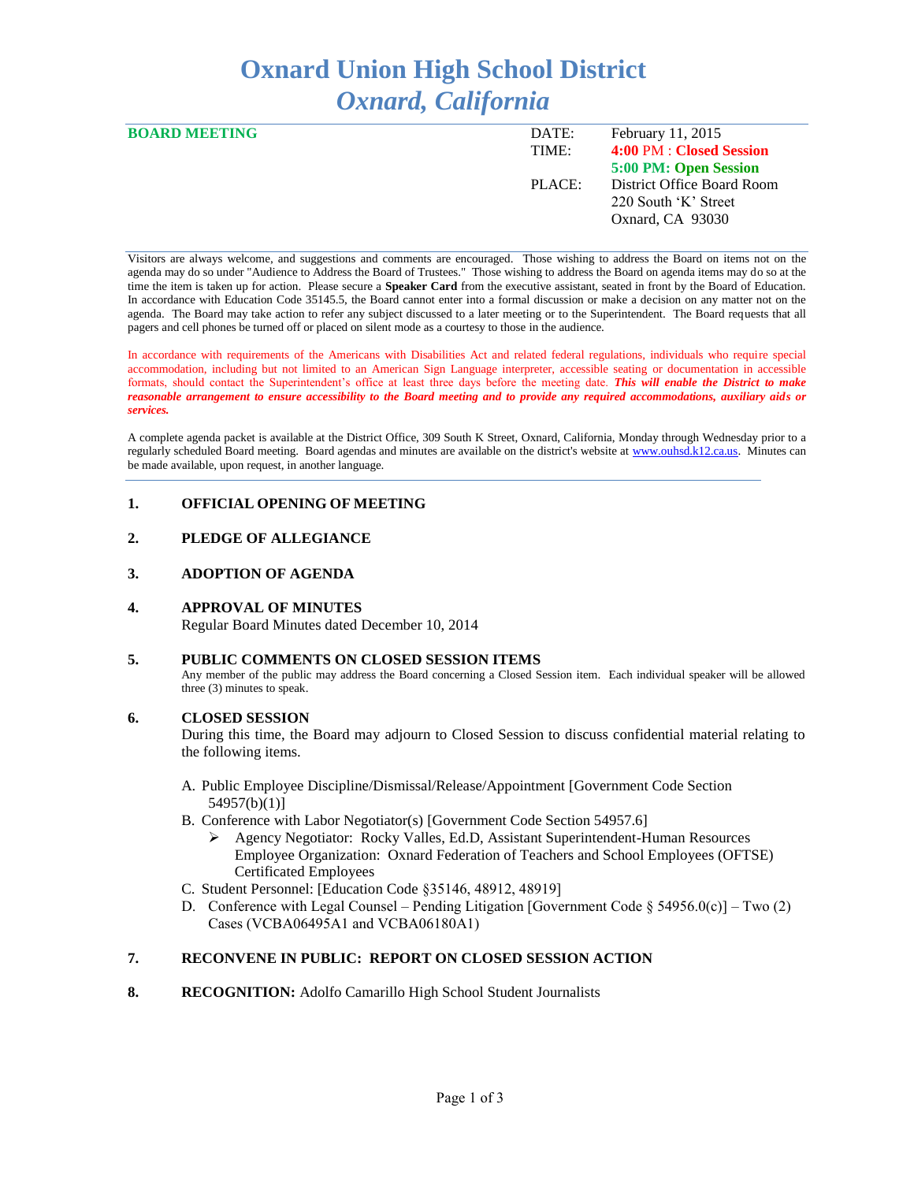# Oxnard Union High School District
## *Oxnard, California*

**BOARD MEETING**

DATE: February 11, 2015
TIME: **4:00** PM : **Closed Session**
**5:00 PM: Open Session**
PLACE: District Office Board Room
220 South 'K' Street
Oxnard, CA 93030

Visitors are always welcome, and suggestions and comments are encouraged. Those wishing to address the Board on items not on the agenda may do so under "Audience to Address the Board of Trustees." Those wishing to address the Board on agenda items may do so at the time the item is taken up for action. Please secure a **Speaker Card** from the executive assistant, seated in front by the Board of Education. In accordance with Education Code 35145.5, the Board cannot enter into a formal discussion or make a decision on any matter not on the agenda. The Board may take action to refer any subject discussed to a later meeting or to the Superintendent. The Board requests that all pagers and cell phones be turned off or placed on silent mode as a courtesy to those in the audience.

In accordance with requirements of the Americans with Disabilities Act and related federal regulations, individuals who require special accommodation, including but not limited to an American Sign Language interpreter, accessible seating or documentation in accessible formats, should contact the Superintendent's office at least three days before the meeting date. ***This will enable the District to make reasonable arrangement to ensure accessibility to the Board meeting and to provide any required accommodations, auxiliary aids or services.***

A complete agenda packet is available at the District Office, 309 South K Street, Oxnard, California, Monday through Wednesday prior to a regularly scheduled Board meeting. Board agendas and minutes are available on the district's website at www.ouhsd.k12.ca.us. Minutes can be made available, upon request, in another language.

**1. OFFICIAL OPENING OF MEETING**

**2. PLEDGE OF ALLEGIANCE**

**3. ADOPTION OF AGENDA**

**4. APPROVAL OF MINUTES**
Regular Board Minutes dated December 10, 2014

**5. PUBLIC COMMENTS ON CLOSED SESSION ITEMS**
Any member of the public may address the Board concerning a Closed Session item. Each individual speaker will be allowed three (3) minutes to speak.

**6. CLOSED SESSION**
During this time, the Board may adjourn to Closed Session to discuss confidential material relating to the following items.

A. Public Employee Discipline/Dismissal/Release/Appointment [Government Code Section 54957(b)(1)]
B. Conference with Labor Negotiator(s) [Government Code Section 54957.6]
   - Agency Negotiator: Rocky Valles, Ed.D, Assistant Superintendent-Human Resources
     Employee Organization: Oxnard Federation of Teachers and School Employees (OFTSE) Certificated Employees
C. Student Personnel: [Education Code §35146, 48912, 48919]
D. Conference with Legal Counsel – Pending Litigation [Government Code § 54956.0(c)] – Two (2) Cases (VCBA06495A1 and VCBA06180A1)

**7. RECONVENE IN PUBLIC: REPORT ON CLOSED SESSION ACTION**

**8. RECOGNITION:** Adolfo Camarillo High School Student Journalists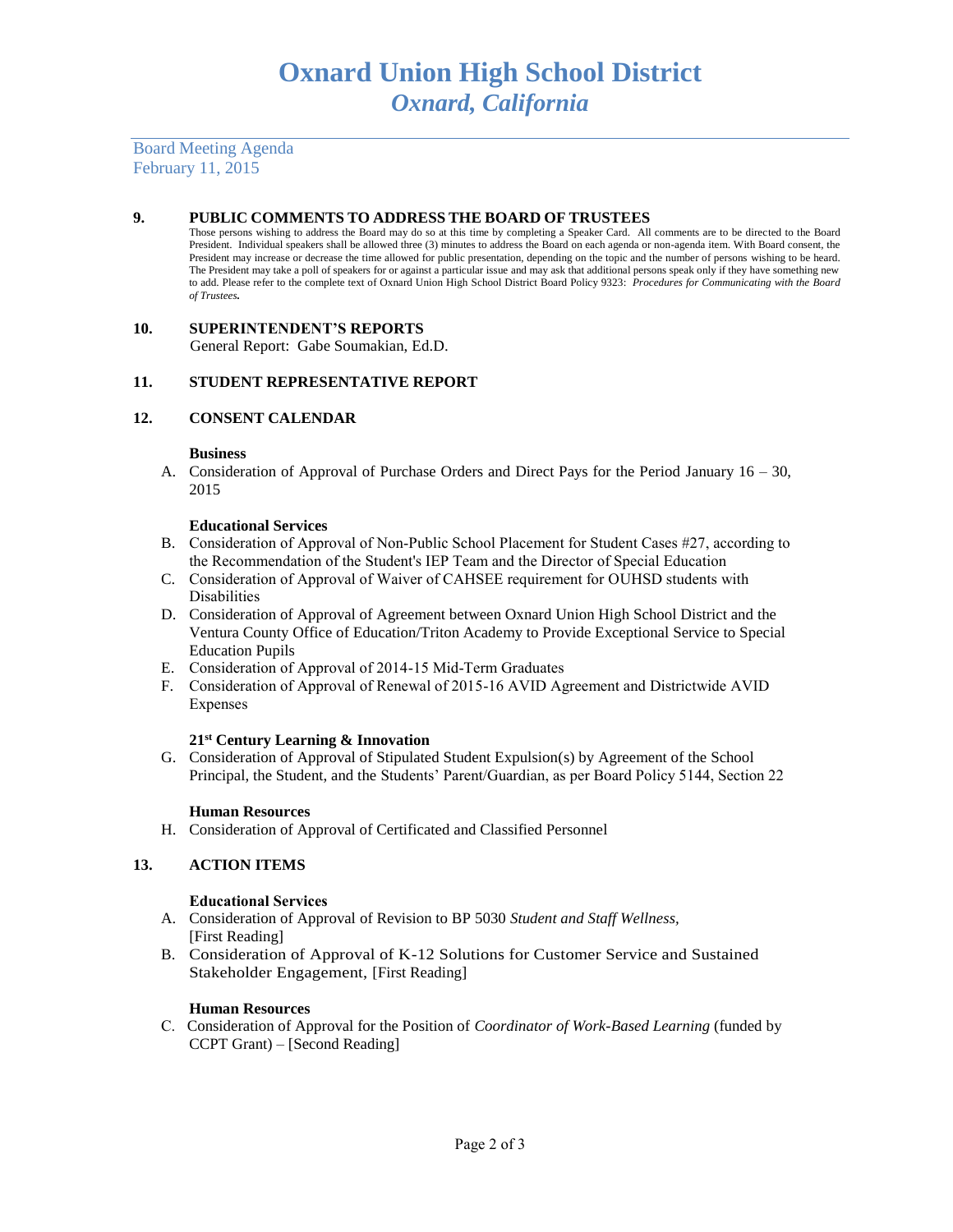# Oxnard Union High School District
## *Oxnard, California*

Board Meeting Agenda
February 11, 2015

### 9. PUBLIC COMMENTS TO ADDRESS THE BOARD OF TRUSTEES

Those persons wishing to address the Board may do so at this time by completing a Speaker Card. All comments are to be directed to the Board President. Individual speakers shall be allowed three (3) minutes to address the Board on each agenda or non-agenda item. With Board consent, the President may increase or decrease the time allowed for public presentation, depending on the topic and the number of persons wishing to be heard. The President may take a poll of speakers for or against a particular issue and may ask that additional persons speak only if they have something new to add. Please refer to the complete text of Oxnard Union High School District Board Policy 9323: ***Procedures for Communicating with the Board of Trustees.***

### 10. SUPERINTENDENT'S REPORTS

General Report: Gabe Soumakian, Ed.D.

### 11. STUDENT REPRESENTATIVE REPORT

### 12. CONSENT CALENDAR

**Business**

A. Consideration of Approval of Purchase Orders and Direct Pays for the Period January 16 – 30, 2015

**Educational Services**

B. Consideration of Approval of Non-Public School Placement for Student Cases #27, according to the Recommendation of the Student's IEP Team and the Director of Special Education
C. Consideration of Approval of Waiver of CAHSEE requirement for OUHSD students with Disabilities
D. Consideration of Approval of Agreement between Oxnard Union High School District and the Ventura County Office of Education/Triton Academy to Provide Exceptional Service to Special Education Pupils
E. Consideration of Approval of 2014-15 Mid-Term Graduates
F. Consideration of Approval of Renewal of 2015-16 AVID Agreement and Districtwide AVID Expenses

**21st Century Learning & Innovation**

G. Consideration of Approval of Stipulated Student Expulsion(s) by Agreement of the School Principal, the Student, and the Students' Parent/Guardian, as per Board Policy 5144, Section 22

**Human Resources**

H. Consideration of Approval of Certificated and Classified Personnel

### 13. ACTION ITEMS

**Educational Services**

A. Consideration of Approval of Revision to BP 5030 *Student and Staff Wellness,* [First Reading]
B. Consideration of Approval of K-12 Solutions for Customer Service and Sustained Stakeholder Engagement, [First Reading]

**Human Resources**

C. Consideration of Approval for the Position of *Coordinator of Work-Based Learning* (funded by CCPT Grant) – [Second Reading]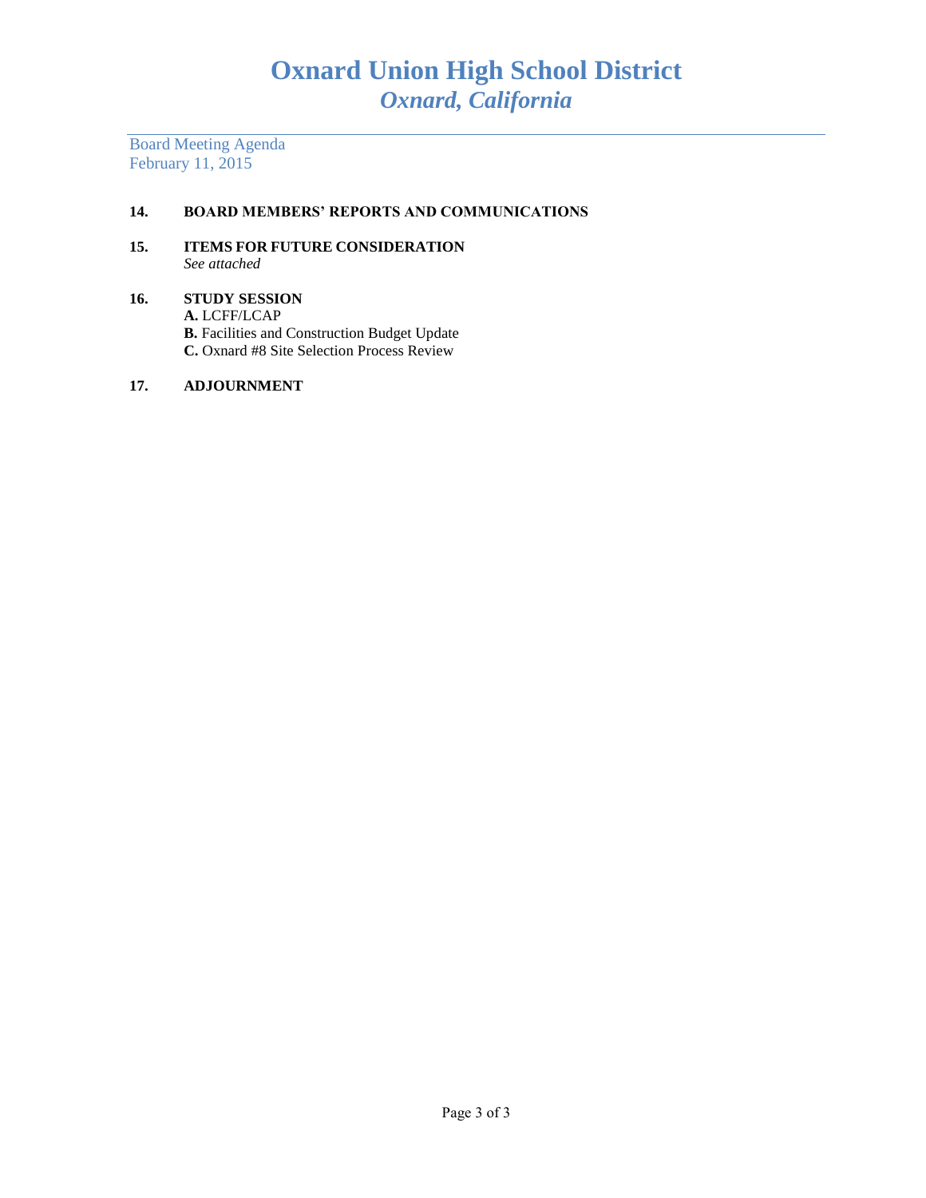**14. BOARD MEMBERS' REPORTS AND COMMUNICATIONS**

**15. ITEMS FOR FUTURE CONSIDERATION**
*See attached*

**16. STUDY SESSION**
**A.** LCFF/LCAP
**B.** Facilities and Construction Budget Update
**C.** Oxnard #8 Site Selection Process Review

**17. ADJOURNMENT**